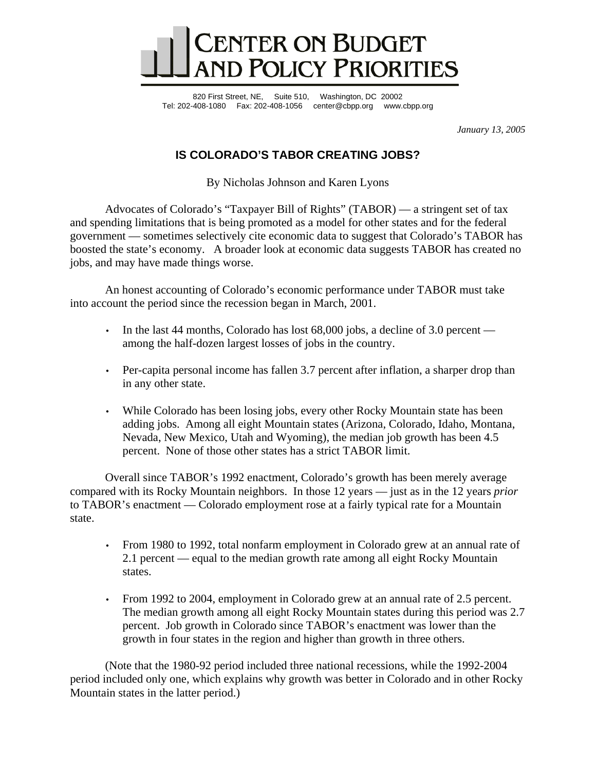# CENTER ON BUDGET AND POLICY PRIORITIES

820 First Street, NE, Suite 510, Washington, DC 20002
Tel: 202-408-1080 Fax: 202-408-1056 center@cbpp.org www.cbpp.org

*January 13, 2005*

## IS COLORADO'S TABOR CREATING JOBS?

By Nicholas Johnson and Karen Lyons

Advocates of Colorado's "Taxpayer Bill of Rights" (TABOR) — a stringent set of tax and spending limitations that is being promoted as a model for other states and for the federal government — sometimes selectively cite economic data to suggest that Colorado's TABOR has boosted the state's economy. A broader look at economic data suggests TABOR has created no jobs, and may have made things worse.

An honest accounting of Colorado's economic performance under TABOR must take into account the period since the recession began in March, 2001.

- In the last 44 months, Colorado has lost 68,000 jobs, a decline of 3.0 percent — among the half-dozen largest losses of jobs in the country.
- Per-capita personal income has fallen 3.7 percent after inflation, a sharper drop than in any other state.
- While Colorado has been losing jobs, every other Rocky Mountain state has been adding jobs. Among all eight Mountain states (Arizona, Colorado, Idaho, Montana, Nevada, New Mexico, Utah and Wyoming), the median job growth has been 4.5 percent. None of those other states has a strict TABOR limit.

Overall since TABOR's 1992 enactment, Colorado's growth has been merely average compared with its Rocky Mountain neighbors. In those 12 years — just as in the 12 years *prior* to TABOR's enactment — Colorado employment rose at a fairly typical rate for a Mountain state.

- From 1980 to 1992, total nonfarm employment in Colorado grew at an annual rate of 2.1 percent — equal to the median growth rate among all eight Rocky Mountain states.
- From 1992 to 2004, employment in Colorado grew at an annual rate of 2.5 percent. The median growth among all eight Rocky Mountain states during this period was 2.7 percent. Job growth in Colorado since TABOR's enactment was lower than the growth in four states in the region and higher than growth in three others.

(Note that the 1980-92 period included three national recessions, while the 1992-2004 period included only one, which explains why growth was better in Colorado and in other Rocky Mountain states in the latter period.)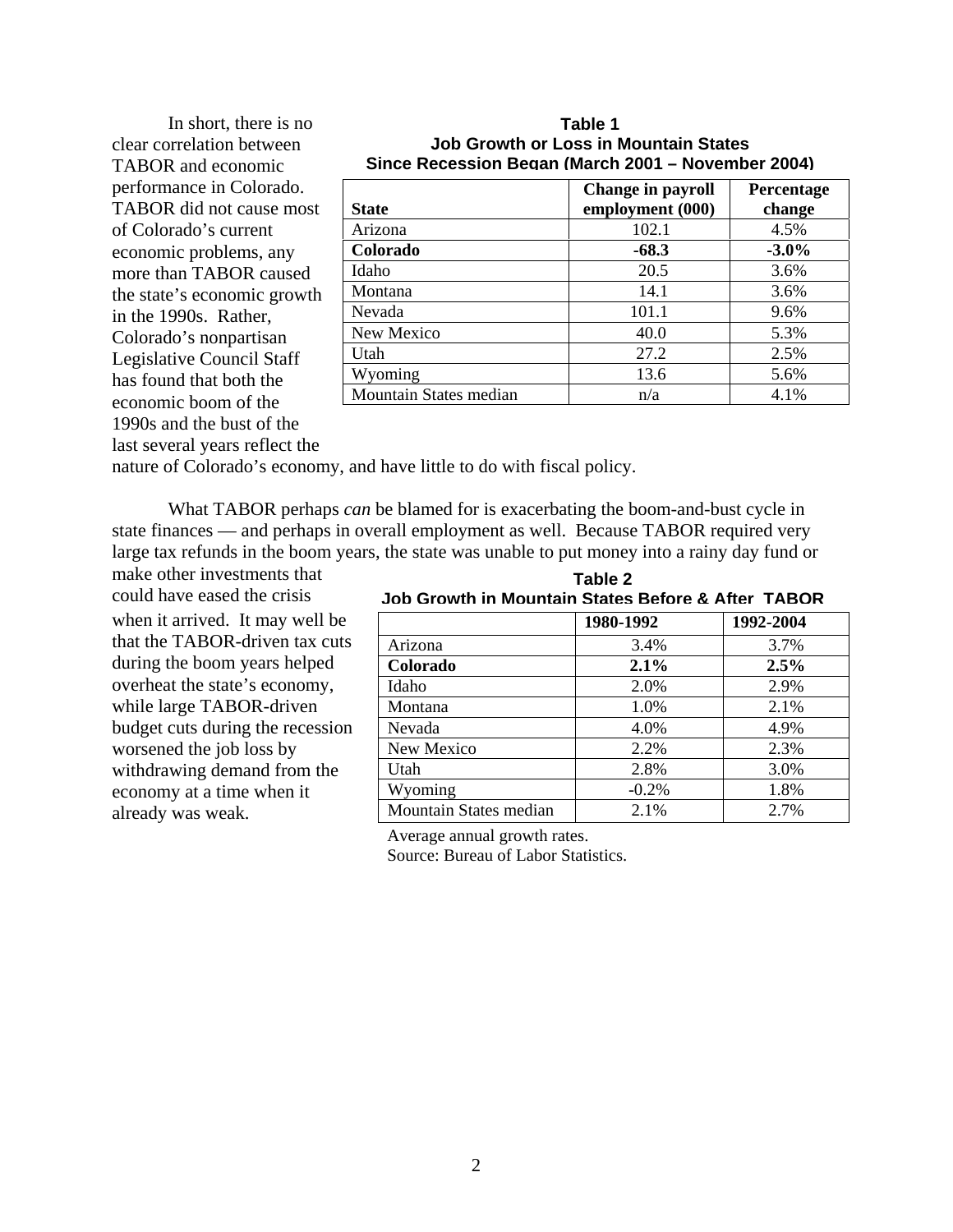In short, there is no clear correlation between TABOR and economic performance in Colorado. TABOR did not cause most of Colorado's current economic problems, any more than TABOR caused the state's economic growth in the 1990s. Rather, Colorado's nonpartisan Legislative Council Staff has found that both the economic boom of the 1990s and the bust of the last several years reflect the nature of Colorado's economy, and have little to do with fiscal policy.

**Table 1**
**Job Growth or Loss in Mountain States**
**Since Recession Began (March 2001 – November 2004)**

| State | Change in payroll employment (000) | Percentage change |
|---|---|---|
| Arizona | 102.1 | 4.5% |
| **Colorado** | **-68.3** | **-3.0%** |
| Idaho | 20.5 | 3.6% |
| Montana | 14.1 | 3.6% |
| Nevada | 101.1 | 9.6% |
| New Mexico | 40.0 | 5.3% |
| Utah | 27.2 | 2.5% |
| Wyoming | 13.6 | 5.6% |
| Mountain States median | n/a | 4.1% |

What TABOR perhaps *can* be blamed for is exacerbating the boom-and-bust cycle in state finances — and perhaps in overall employment as well. Because TABOR required very large tax refunds in the boom years, the state was unable to put money into a rainy day fund or make other investments that could have eased the crisis when it arrived. It may well be that the TABOR-driven tax cuts during the boom years helped overheat the state's economy, while large TABOR-driven budget cuts during the recession worsened the job loss by withdrawing demand from the economy at a time when it already was weak.

**Table 2**
**Job Growth in Mountain States Before & After TABOR**

| | 1980-1992 | 1992-2004 |
|---|---|---|
| Arizona | 3.4% | 3.7% |
| **Colorado** | **2.1%** | **2.5%** |
| Idaho | 2.0% | 2.9% |
| Montana | 1.0% | 2.1% |
| Nevada | 4.0% | 4.9% |
| New Mexico | 2.2% | 2.3% |
| Utah | 2.8% | 3.0% |
| Wyoming | -0.2% | 1.8% |
| Mountain States median | 2.1% | 2.7% |

Average annual growth rates.
Source: Bureau of Labor Statistics.